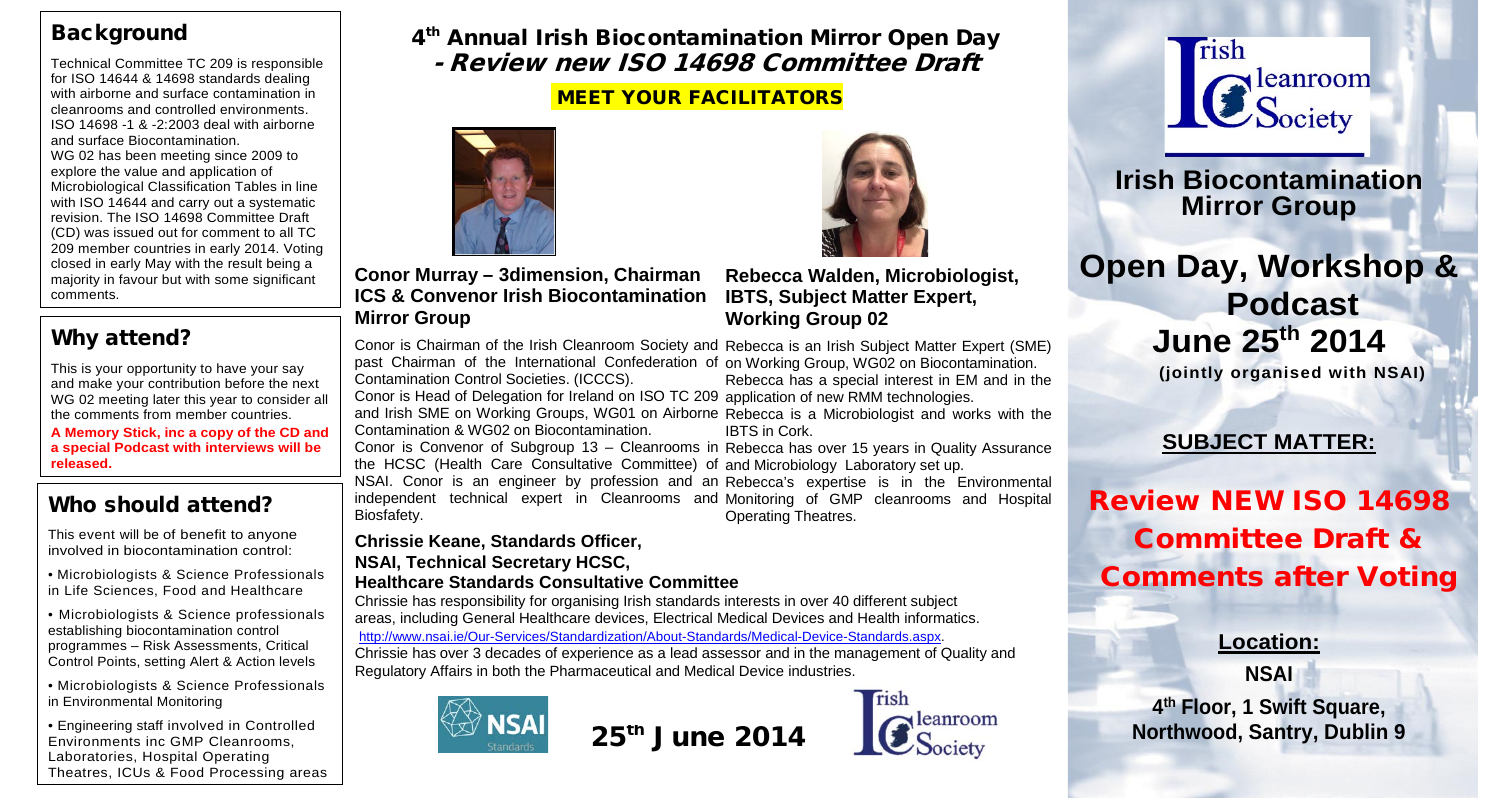## Background

Technical Committee TC 209 is responsible for ISO 14644 & 14698 standards dealing with airborne and surface contamination in cleanrooms and controlled environments. ISO 14698 -1 & -2:2003 deal with airborne and surface Biocontamination.

WG 02 has been meeting since 2009 to explore the value and application of Microbiological Classification Tables in line with ISO 14644 and carry out a systematic revision. The ISO 14698 Committee Draft (CD) was issued out for comment to all TC 209 member countries in early 2014. Voting closed in early May with the result being a majority in favour but with some significant comments.

## Why attend?

This is your opportunity to have your say and make your contribution before the next WG 02 meeting later this year to consider all the comments from member countries.

**A Memory Stick, inc a copy of the CD and a special Podcast with interviews will be released.**

## Who should attend?

This event will be of benefit to anyone involved in biocontamination control:

- Microbiologists & Science Professionals in Life Sciences, Food and Healthcare
- Microbiologists & Science professionals establishing biocontamination control programmes – Risk Assessments, Critical Control Points, setting Alert & Action levels
- Microbiologists & Science Professionals in Environmental Monitoring
- Engineering staff involved in Controlled Environments inc GMP Cleanrooms, Laboratories, Hospital Operating Theatres, ICUs & Food Processing areas

# 4th Annual Irish Biocontamination Mirror Open Day - Review new ISO 14698 Committee Draft

**MEET YOUR FACILITATORS**

### Conor Murray – 3dimension, Chairman ICS & Convenor Irish Biocontamination Mirror Group

Conor is Chairman of the Irish Cleanroom Society and past Chairman of the International Confederation of Contamination Control Societies. (ICCCS).

Conor is Head of Delegation for Ireland on ISO TC 209 and Irish SME on Working Groups, WG01 on Airborne Contamination & WG02 on Biocontamination.

Conor is Convenor of Subgroup 13 – Cleanrooms in the HCSC (Health Care Consultative Committee) of NSAI. Conor is an engineer by profession and an independent technical expert in Cleanrooms and Biosfafety.

### Rebecca Walden, Microbiologist, IBTS, Subject Matter Expert, Working Group 02

Rebecca is an Irish Subject Matter Expert (SME) on Working Group, WG02 on Biocontamination. Rebecca has a special interest in EM and in the application of new RMM technologies.

Rebecca is a Microbiologist and works with the IBTS in Cork.

Rebecca has over 15 years in Quality Assurance and Microbiology Laboratory set up.

Rebecca's expertise is in the Environmental Monitoring of GMP cleanrooms and Hospital Operating Theatres.

### Chrissie Keane, Standards Officer, NSAI, Technical Secretary HCSC, Healthcare Standards Consultative Committee

Chrissie has responsibility for organising Irish standards interests in over 40 different subject areas, including General Healthcare devices, Electrical Medical Devices and Health informatics. http://www.nsai.ie/Our-Services/Standardization/About-Standards/Medical-Device-Standards.aspx.

Chrissie has over 3 decades of experience as a lead assessor and in the management of Quality and Regulatory Affairs in both the Pharmaceutical and Medical Device industries.

**25th June 2014**

Irish Cleanroom Society

## Irish Biocontamination Mirror Group

# Open Day, Workshop & Podcast June 25th 2014

**(jointly organised with NSAI)**

**SUBJECT MATTER:**

## Review NEW ISO 14698 Committee Draft & Comments after Voting

**Location:**

**NSAI**

**4th Floor, 1 Swift Square, Northwood, Santry, Dublin 9**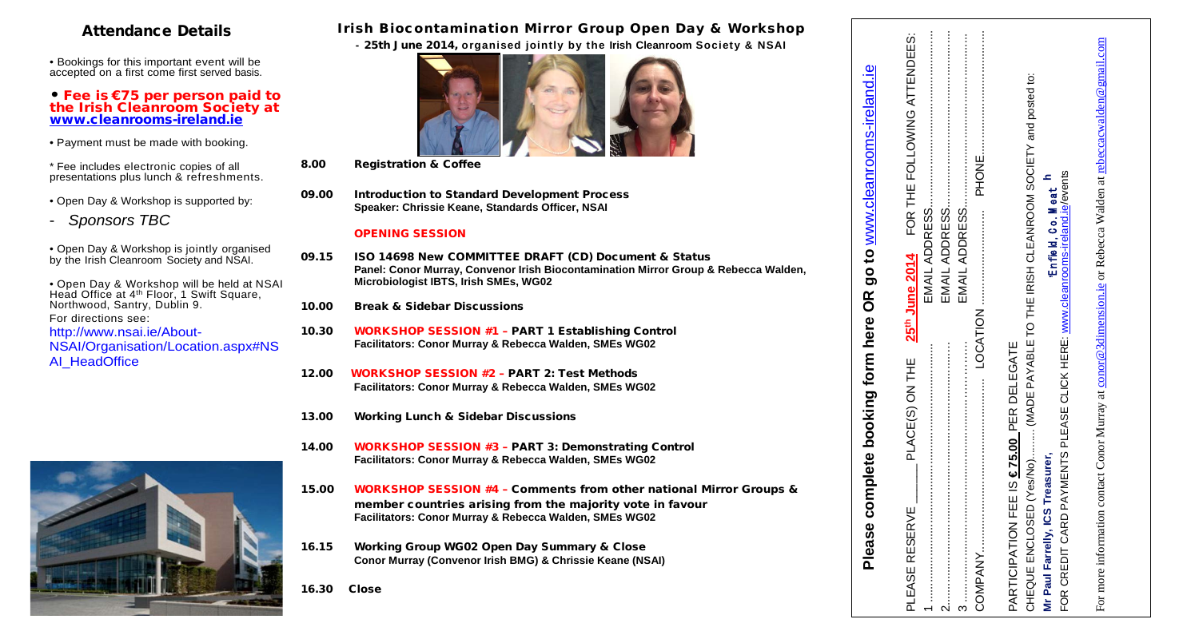## Attendance Details

- Bookings for this important event will be accepted on a first come first served basis.
- **Fee is €75 per person paid to the Irish Cleanroom Society at www.cleanrooms-ireland.ie**
- Payment must be made with booking.

\* Fee includes electronic copies of all presentations plus lunch & refreshments.

- Open Day & Workshop is supported by:

- *Sponsors TBC*

- Open Day & Workshop is jointly organised by the Irish Cleanroom Society and NSAI.
- Open Day & Workshop will be held at NSAI Head Office at 4th Floor, 1 Swift Square, Northwood, Santry, Dublin 9.

For directions see:
http://www.nsai.ie/About-NSAI/Organisation/Location.aspx#NSAI_HeadOffice

## Irish Biocontamination Mirror Group Open Day & Workshop

**- 25th June 2014, organised jointly by the Irish Cleanroom Society & NSAI**

**8.00 Registration & Coffee**

**09.00 Introduction to Standard Development Process**
**Speaker: Chrissie Keane, Standards Officer, NSAI**

**OPENING SESSION**

**09.15 ISO 14698 New COMMITTEE DRAFT (CD) Document & Status**
**Panel: Conor Murray, Convenor Irish Biocontamination Mirror Group & Rebecca Walden, Microbiologist IBTS, Irish SMEs, WG02**

**10.00 Break & Sidebar Discussions**

**10.30 WORKSHOP SESSION #1 – PART 1 Establishing Control**
**Facilitators: Conor Murray & Rebecca Walden, SMEs WG02**

**12.00 WORKSHOP SESSION #2 – PART 2: Test Methods**
**Facilitators: Conor Murray & Rebecca Walden, SMEs WG02**

**13.00 Working Lunch & Sidebar Discussions**

**14.00 WORKSHOP SESSION #3 – PART 3: Demonstrating Control**
**Facilitators: Conor Murray & Rebecca Walden, SMEs WG02**

**15.00 WORKSHOP SESSION #4 – Comments from other national Mirror Groups & member countries arising from the majority vote in favour**
**Facilitators: Conor Murray & Rebecca Walden, SMEs WG02**

**16.15 Working Group WG02 Open Day Summary & Close**
**Conor Murray (Convenor Irish BMG) & Chrissie Keane (NSAI)**

**16.30 Close**

## Please complete booking form here OR go to www.cleanrooms-ireland.ie

PLEASE RESERVE ______ PLACE(S) ON THE **25th June 2014** FOR THE FOLLOWING ATTENDEES:

1 .................................................. EMAIL ADDRESS..................................................

2 .................................................. EMAIL ADDRESS..................................................

3 .................................................. EMAIL ADDRESS..................................................

COMPANY.................................................. LOCATION .................................................. PHONE..................................................

PARTICIPATION FEE IS **€75.00** PER DELEGATE

CHEQUE ENCLOSED (Yes/No)......... (MADE PAYABLE TO THE IRISH CLEANROOM SOCIETY and posted to:

**Mr Paul Farrelly, ICS Treasurer, Enfield, Co. Meath**

FOR CREDIT CARD PAYMENTS PLEASE CLICK HERE: www.cleanrooms-ireland.ie/events

For more information contact Conor Murray at conor@3dimension.ie or Rebecca Walden at rebeccacwalden@gmail.com